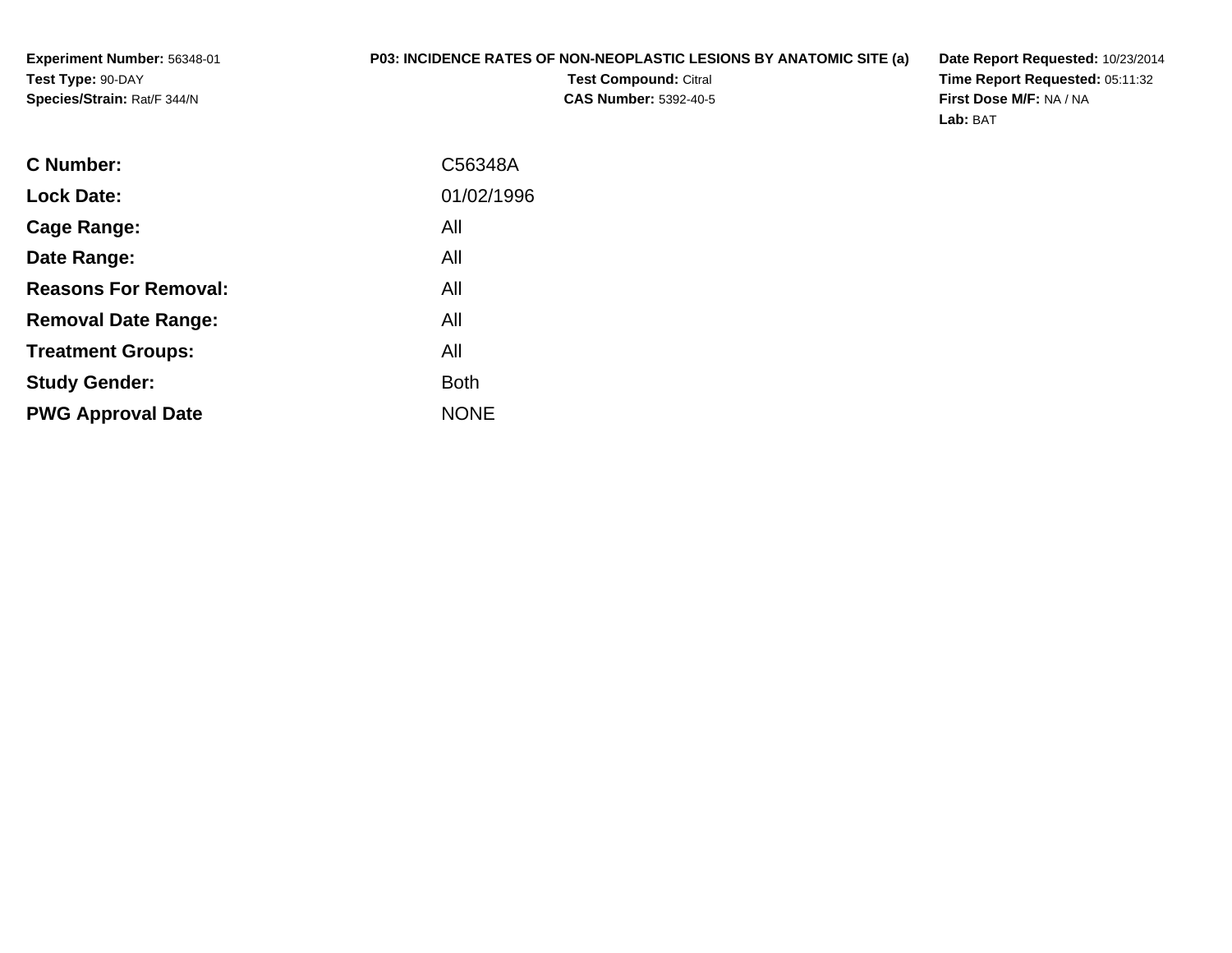**Experiment Number:** 56348-01
**Test Type:** 90-DAY
**Species/Strain:** Rat/F 344/N

**P03: INCIDENCE RATES OF NON-NEOPLASTIC LESIONS BY ANATOMIC SITE (a)**
**Test Compound:** Citral
**CAS Number:** 5392-40-5

**Date Report Requested:** 10/23/2014
**Time Report Requested:** 05:11:32
**First Dose M/F:** NA / NA
**Lab:** BAT

| | |
|---|---|
| **C Number:** | C56348A |
| **Lock Date:** | 01/02/1996 |
| **Cage Range:** | All |
| **Date Range:** | All |
| **Reasons For Removal:** | All |
| **Removal Date Range:** | All |
| **Treatment Groups:** | All |
| **Study Gender:** | Both |
| **PWG Approval Date** | NONE |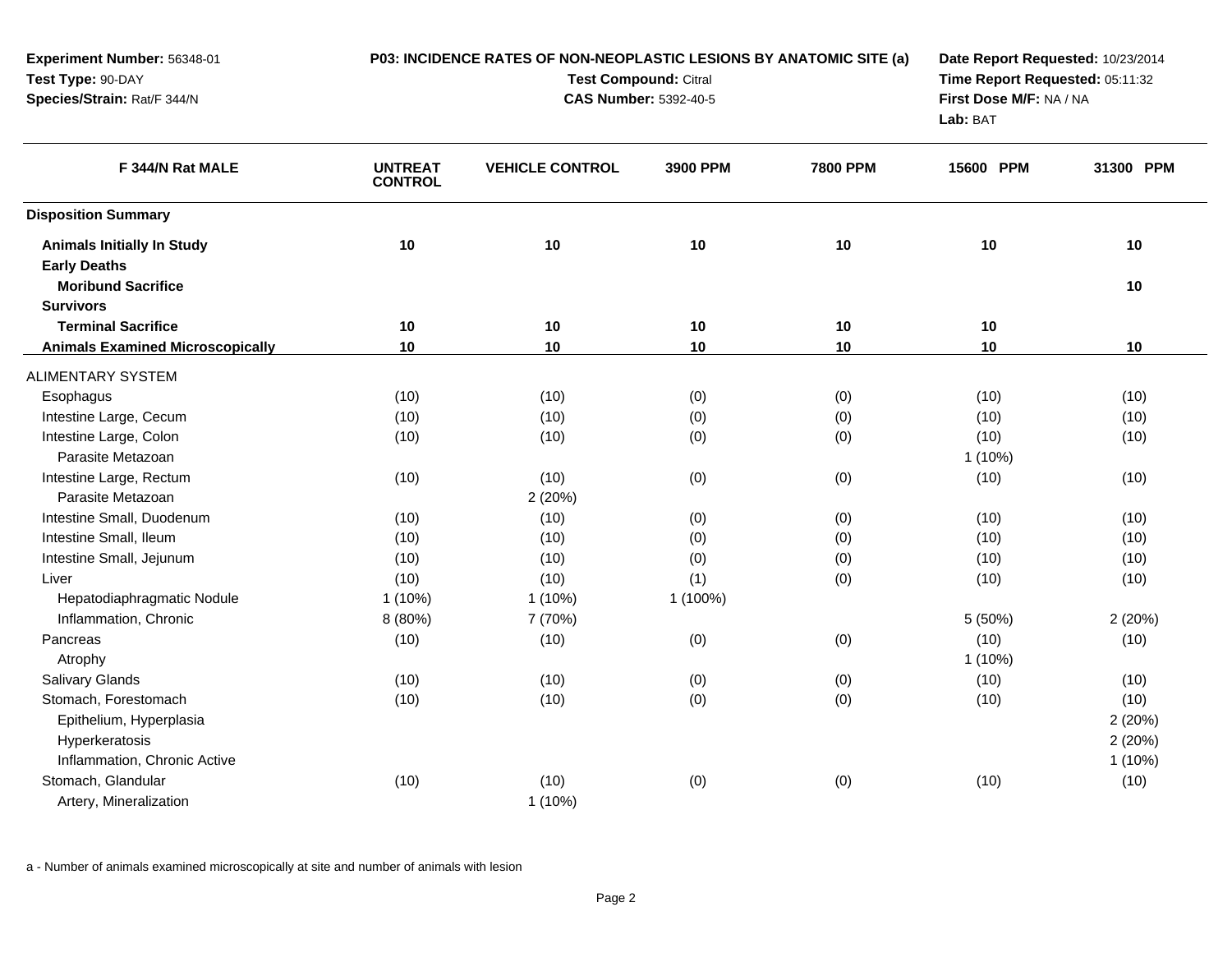**Experiment Number:** 56348-01
**Test Type:** 90-DAY
**Species/Strain:** Rat/F 344/N

**P03: INCIDENCE RATES OF NON-NEOPLASTIC LESIONS BY ANATOMIC SITE (a)**
**Test Compound:** Citral
**CAS Number:** 5392-40-5

**Date Report Requested:** 10/23/2014
**Time Report Requested:** 05:11:32
**First Dose M/F:** NA / NA
**Lab:** BAT

| F 344/N Rat MALE | UNTREAT CONTROL | VEHICLE CONTROL | 3900 PPM | 7800 PPM | 15600 PPM | 31300 PPM |
|---|---|---|---|---|---|---|
| **Disposition Summary** | | | | | | |
| **Animals Initially In Study** | 10 | 10 | 10 | 10 | 10 | 10 |
| **Early Deaths** | | | | | | |
| **Moribund Sacrifice** | | | | | | 10 |
| **Survivors** | | | | | | |
| **Terminal Sacrifice** | 10 | 10 | 10 | 10 | 10 | |
| **Animals Examined Microscopically** | 10 | 10 | 10 | 10 | 10 | 10 |
| ALIMENTARY SYSTEM | | | | | | |
| Esophagus | (10) | (10) | (0) | (0) | (10) | (10) |
| Intestine Large, Cecum | (10) | (10) | (0) | (0) | (10) | (10) |
| Intestine Large, Colon | (10) | (10) | (0) | (0) | (10) | (10) |
| Parasite Metazoan | | | | | 1 (10%) | |
| Intestine Large, Rectum | (10) | (10) | (0) | (0) | (10) | (10) |
| Parasite Metazoan | | 2 (20%) | | | | |
| Intestine Small, Duodenum | (10) | (10) | (0) | (0) | (10) | (10) |
| Intestine Small, Ileum | (10) | (10) | (0) | (0) | (10) | (10) |
| Intestine Small, Jejunum | (10) | (10) | (0) | (0) | (10) | (10) |
| Liver | (10) | (10) | (1) | (0) | (10) | (10) |
| Hepatodiaphragmatic Nodule | 1 (10%) | 1 (10%) | 1 (100%) | | | |
| Inflammation, Chronic | 8 (80%) | 7 (70%) | | | 5 (50%) | 2 (20%) |
| Pancreas | (10) | (10) | (0) | (0) | (10) | (10) |
| Atrophy | | | | | 1 (10%) | |
| Salivary Glands | (10) | (10) | (0) | (0) | (10) | (10) |
| Stomach, Forestomach | (10) | (10) | (0) | (0) | (10) | (10) |
| Epithelium, Hyperplasia | | | | | | 2 (20%) |
| Hyperkeratosis | | | | | | 2 (20%) |
| Inflammation, Chronic Active | | | | | | 1 (10%) |
| Stomach, Glandular | (10) | (10) | (0) | (0) | (10) | (10) |
| Artery, Mineralization | | 1 (10%) | | | | |

a - Number of animals examined microscopically at site and number of animals with lesion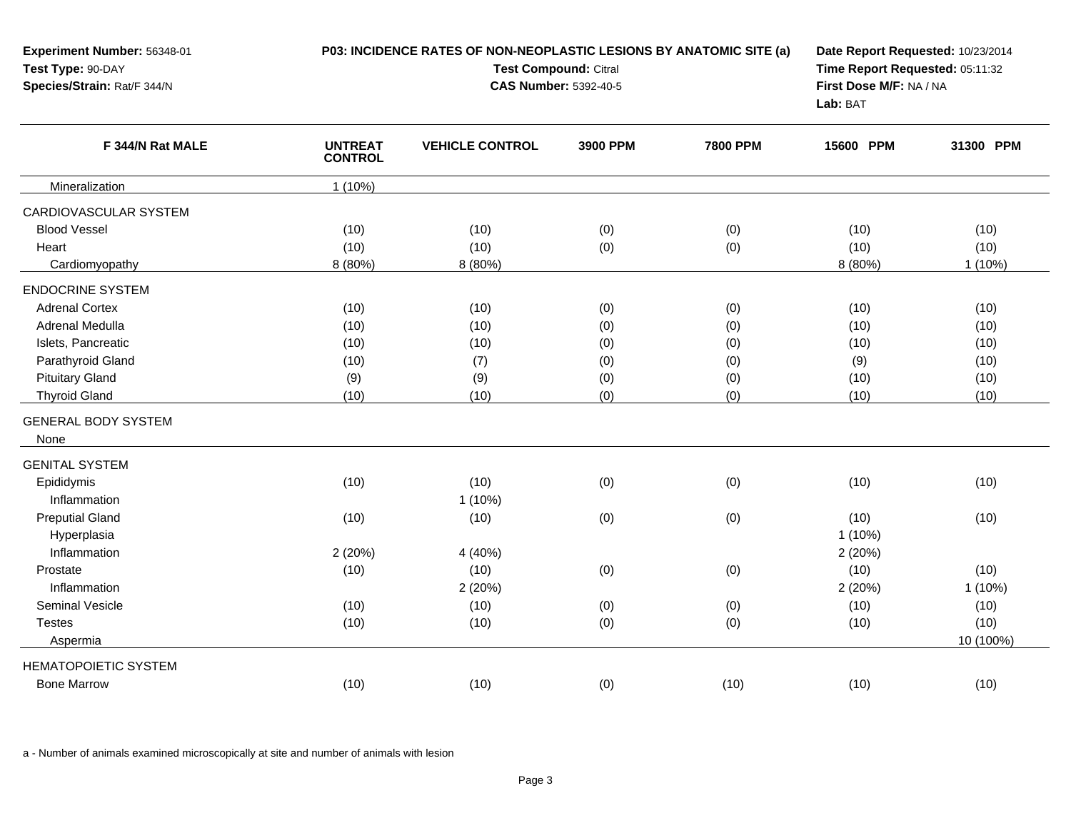**Experiment Number:** 56348-01
**Test Type:** 90-DAY
**Species/Strain:** Rat/F 344/N

**P03: INCIDENCE RATES OF NON-NEOPLASTIC LESIONS BY ANATOMIC SITE (a)**
**Test Compound:** Citral
**CAS Number:** 5392-40-5

**Date Report Requested:** 10/23/2014
**Time Report Requested:** 05:11:32
**First Dose M/F:** NA / NA
**Lab:** BAT

| F 344/N Rat MALE | UNTREAT CONTROL | VEHICLE CONTROL | 3900 PPM | 7800 PPM | 15600 PPM | 31300 PPM |
|---|---|---|---|---|---|---|
| Mineralization | 1 (10%) | | | | | |
| CARDIOVASCULAR SYSTEM | | | | | | |
| Blood Vessel | (10) | (10) | (0) | (0) | (10) | (10) |
| Heart | (10) | (10) | (0) | (0) | (10) | (10) |
| Cardiomyopathy | 8 (80%) | 8 (80%) | | | 8 (80%) | 1 (10%) |
| ENDOCRINE SYSTEM | | | | | | |
| Adrenal Cortex | (10) | (10) | (0) | (0) | (10) | (10) |
| Adrenal Medulla | (10) | (10) | (0) | (0) | (10) | (10) |
| Islets, Pancreatic | (10) | (10) | (0) | (0) | (10) | (10) |
| Parathyroid Gland | (10) | (7) | (0) | (0) | (9) | (10) |
| Pituitary Gland | (9) | (9) | (0) | (0) | (10) | (10) |
| Thyroid Gland | (10) | (10) | (0) | (0) | (10) | (10) |
| GENERAL BODY SYSTEM | | | | | | |
| None | | | | | | |
| GENITAL SYSTEM | | | | | | |
| Epididymis | (10) | (10) | (0) | (0) | (10) | (10) |
| Inflammation | | 1 (10%) | | | | |
| Preputial Gland | (10) | (10) | (0) | (0) | (10) | (10) |
| Hyperplasia | | | | | 1 (10%) | |
| Inflammation | 2 (20%) | 4 (40%) | | | 2 (20%) | |
| Prostate | (10) | (10) | (0) | (0) | (10) | (10) |
| Inflammation | | 2 (20%) | | | 2 (20%) | 1 (10%) |
| Seminal Vesicle | (10) | (10) | (0) | (0) | (10) | (10) |
| Testes | (10) | (10) | (0) | (0) | (10) | (10) |
| Aspermia | | | | | | 10 (100%) |
| HEMATOPOIETIC SYSTEM | | | | | | |
| Bone Marrow | (10) | (10) | (0) | (10) | (10) | (10) |

a - Number of animals examined microscopically at site and number of animals with lesion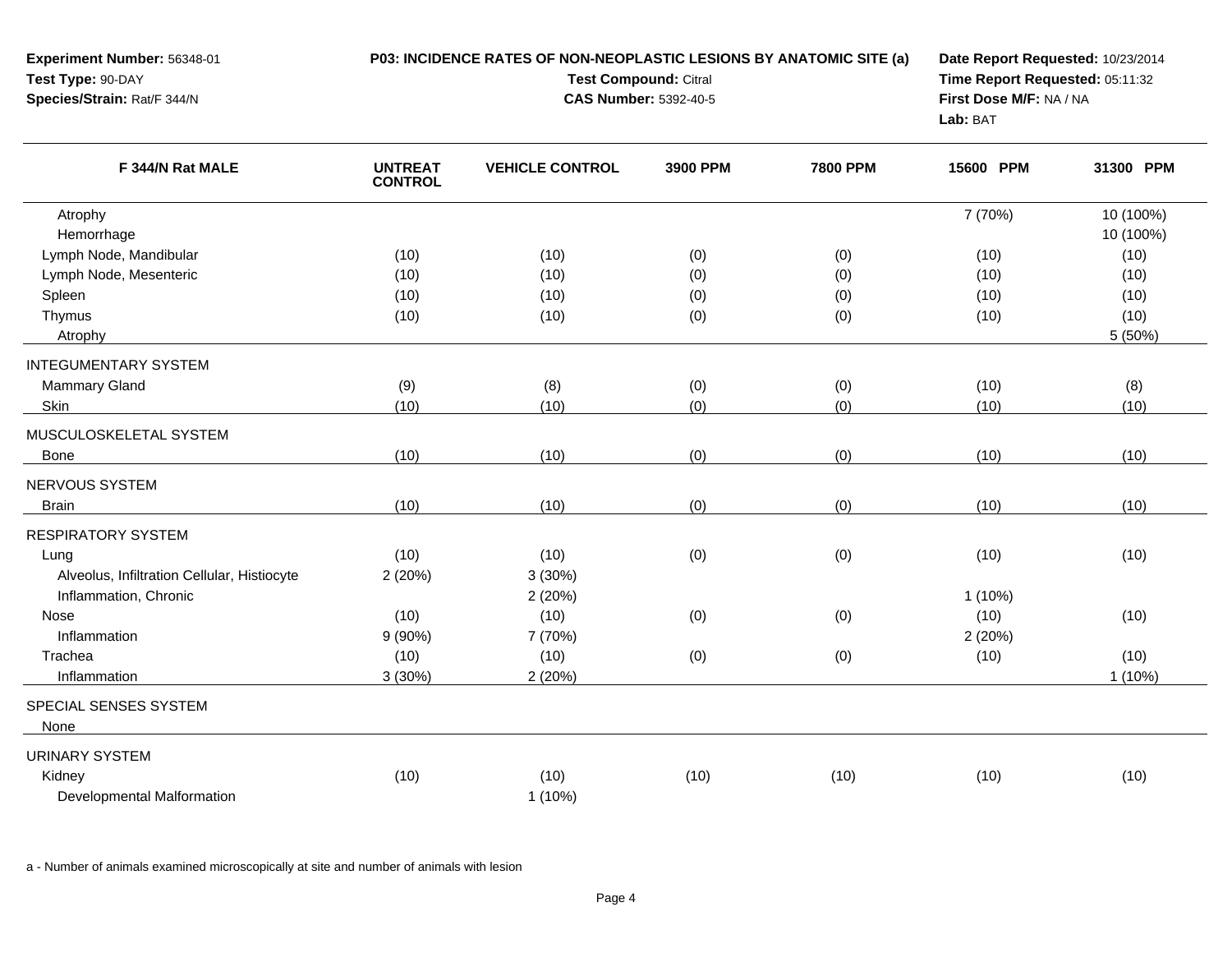**Experiment Number:** 56348-01
**Test Type:** 90-DAY
**Species/Strain:** Rat/F 344/N

**P03: INCIDENCE RATES OF NON-NEOPLASTIC LESIONS BY ANATOMIC SITE (a)**
**Test Compound:** Citral
**CAS Number:** 5392-40-5

**Date Report Requested:** 10/23/2014
**Time Report Requested:** 05:11:32
**First Dose M/F:** NA / NA
**Lab:** BAT

| F 344/N Rat MALE | UNTREAT CONTROL | VEHICLE CONTROL | 3900 PPM | 7800 PPM | 15600 PPM | 31300 PPM |
|---|---|---|---|---|---|---|
| Atrophy | | | | | 7 (70%) | 10 (100%) |
| Hemorrhage | | | | | | 10 (100%) |
| Lymph Node, Mandibular | (10) | (10) | (0) | (0) | (10) | (10) |
| Lymph Node, Mesenteric | (10) | (10) | (0) | (0) | (10) | (10) |
| Spleen | (10) | (10) | (0) | (0) | (10) | (10) |
| Thymus | (10) | (10) | (0) | (0) | (10) | (10) |
| Atrophy | | | | | | 5 (50%) |
| INTEGUMENTARY SYSTEM | | | | | | |
| Mammary Gland | (9) | (8) | (0) | (0) | (10) | (8) |
| Skin | (10) | (10) | (0) | (0) | (10) | (10) |
| MUSCULOSKELETAL SYSTEM | | | | | | |
| Bone | (10) | (10) | (0) | (0) | (10) | (10) |
| NERVOUS SYSTEM | | | | | | |
| Brain | (10) | (10) | (0) | (0) | (10) | (10) |
| RESPIRATORY SYSTEM | | | | | | |
| Lung | (10) | (10) | (0) | (0) | (10) | (10) |
| Alveolus, Infiltration Cellular, Histiocyte | 2 (20%) | 3 (30%) | | | | |
| Inflammation, Chronic | | 2 (20%) | | | 1 (10%) | |
| Nose | (10) | (10) | (0) | (0) | (10) | (10) |
| Inflammation | 9 (90%) | 7 (70%) | | | 2 (20%) | |
| Trachea | (10) | (10) | (0) | (0) | (10) | (10) |
| Inflammation | 3 (30%) | 2 (20%) | | | | 1 (10%) |
| SPECIAL SENSES SYSTEM | | | | | | |
| None | | | | | | |
| URINARY SYSTEM | | | | | | |
| Kidney | (10) | (10) | (10) | (10) | (10) | (10) |
| Developmental Malformation | | 1 (10%) | | | | |

a - Number of animals examined microscopically at site and number of animals with lesion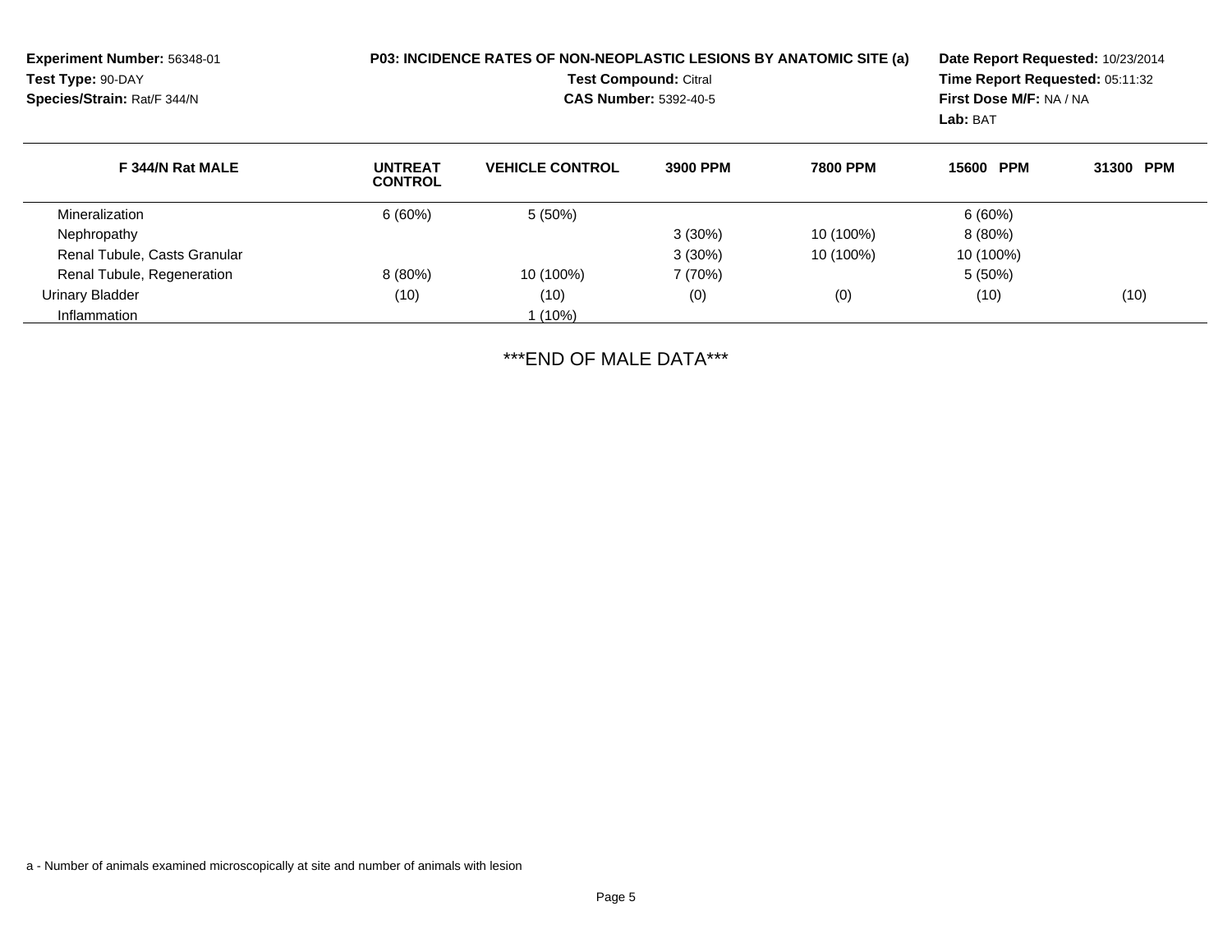**Experiment Number:** 56348-01
**Test Type:** 90-DAY
**Species/Strain:** Rat/F 344/N

**P03: INCIDENCE RATES OF NON-NEOPLASTIC LESIONS BY ANATOMIC SITE (a)**
**Test Compound:** Citral
**CAS Number:** 5392-40-5

**Date Report Requested:** 10/23/2014
**Time Report Requested:** 05:11:32
**First Dose M/F:** NA / NA
**Lab:** BAT

| F 344/N Rat MALE | UNTREAT CONTROL | VEHICLE CONTROL | 3900 PPM | 7800 PPM | 15600 PPM | 31300 PPM |
|---|---|---|---|---|---|---|
| Mineralization | 6 (60%) | 5 (50%) | | | 6 (60%) | |
| Nephropathy | | | 3 (30%) | 10 (100%) | 8 (80%) | |
| Renal Tubule, Casts Granular | | | 3 (30%) | 10 (100%) | 10 (100%) | |
| Renal Tubule, Regeneration | 8 (80%) | 10 (100%) | 7 (70%) | | 5 (50%) | |
| Urinary Bladder | (10) | (10) | (0) | (0) | (10) | (10) |
| Inflammation | | 1 (10%) | | | | |

***END OF MALE DATA***

a - Number of animals examined microscopically at site and number of animals with lesion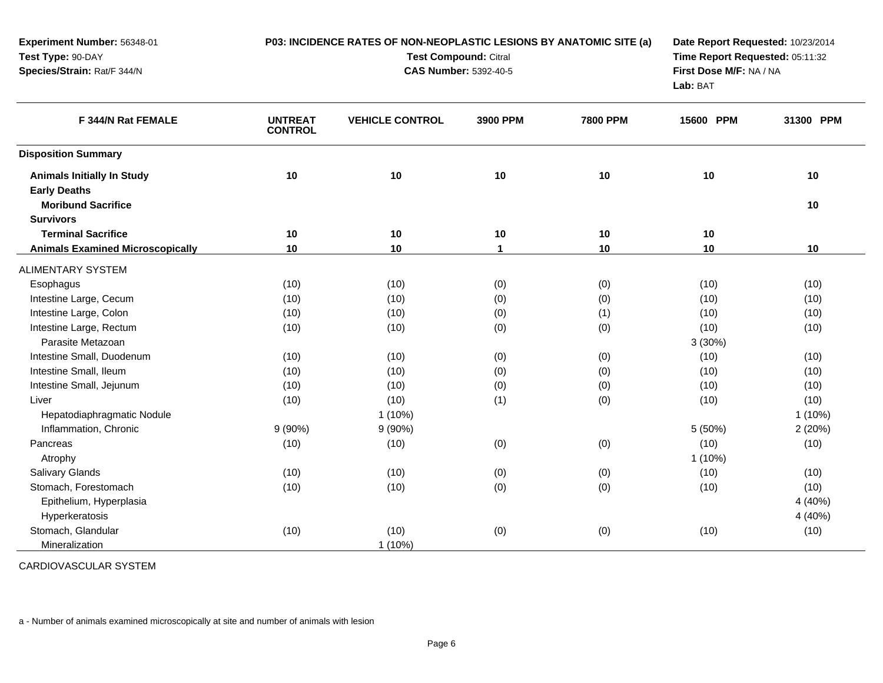**Experiment Number:** 56348-01
**Test Type:** 90-DAY
**Species/Strain:** Rat/F 344/N

**P03: INCIDENCE RATES OF NON-NEOPLASTIC LESIONS BY ANATOMIC SITE (a)**
**Test Compound:** Citral
**CAS Number:** 5392-40-5

**Date Report Requested:** 10/23/2014
**Time Report Requested:** 05:11:32
**First Dose M/F:** NA / NA
**Lab:** BAT

| F 344/N Rat FEMALE | UNTREAT CONTROL | VEHICLE CONTROL | 3900 PPM | 7800 PPM | 15600 PPM | 31300 PPM |
|---|---|---|---|---|---|---|
| **Disposition Summary** | | | | | | |
| **Animals Initially In Study** | **10** | **10** | **10** | **10** | **10** | **10** |
| **Early Deaths** | | | | | | |
| **Moribund Sacrifice** | | | | | | **10** |
| **Survivors** | | | | | | |
| **Terminal Sacrifice** | **10** | **10** | **10** | **10** | **10** | |
| **Animals Examined Microscopically** | **10** | **10** | **1** | **10** | **10** | **10** |
| ALIMENTARY SYSTEM | | | | | | |
| Esophagus | (10) | (10) | (0) | (0) | (10) | (10) |
| Intestine Large, Cecum | (10) | (10) | (0) | (0) | (10) | (10) |
| Intestine Large, Colon | (10) | (10) | (0) | (1) | (10) | (10) |
| Intestine Large, Rectum | (10) | (10) | (0) | (0) | (10) | (10) |
| Parasite Metazoan | | | | | 3 (30%) | |
| Intestine Small, Duodenum | (10) | (10) | (0) | (0) | (10) | (10) |
| Intestine Small, Ileum | (10) | (10) | (0) | (0) | (10) | (10) |
| Intestine Small, Jejunum | (10) | (10) | (0) | (0) | (10) | (10) |
| Liver | (10) | (10) | (1) | (0) | (10) | (10) |
| Hepatodiaphragmatic Nodule | | 1 (10%) | | | | 1 (10%) |
| Inflammation, Chronic | 9 (90%) | 9 (90%) | | | 5 (50%) | 2 (20%) |
| Pancreas | (10) | (10) | (0) | (0) | (10) | (10) |
| Atrophy | | | | | 1 (10%) | |
| Salivary Glands | (10) | (10) | (0) | (0) | (10) | (10) |
| Stomach, Forestomach | (10) | (10) | (0) | (0) | (10) | (10) |
| Epithelium, Hyperplasia | | | | | | 4 (40%) |
| Hyperkeratosis | | | | | | 4 (40%) |
| Stomach, Glandular | (10) | (10) | (0) | (0) | (10) | (10) |
| Mineralization | | 1 (10%) | | | | |

CARDIOVASCULAR SYSTEM

a - Number of animals examined microscopically at site and number of animals with lesion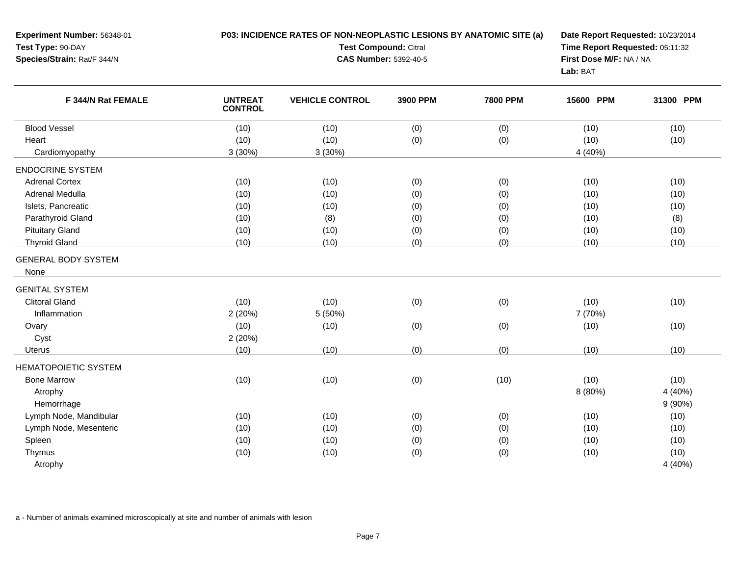**Experiment Number:** 56348-01
**Test Type:** 90-DAY
**Species/Strain:** Rat/F 344/N

**P03: INCIDENCE RATES OF NON-NEOPLASTIC LESIONS BY ANATOMIC SITE (a)**
**Test Compound:** Citral
**CAS Number:** 5392-40-5

**Date Report Requested:** 10/23/2014
**Time Report Requested:** 05:11:32
**First Dose M/F:** NA / NA
**Lab:** BAT

| F 344/N Rat FEMALE | UNTREAT CONTROL | VEHICLE CONTROL | 3900 PPM | 7800 PPM | 15600 PPM | 31300 PPM |
|---|---|---|---|---|---|---|
| Blood Vessel | (10) | (10) | (0) | (0) | (10) | (10) |
| Heart | (10) | (10) | (0) | (0) | (10) | (10) |
| Cardiomyopathy | 3 (30%) | 3 (30%) | | | 4 (40%) | |
| ENDOCRINE SYSTEM | | | | | | |
| Adrenal Cortex | (10) | (10) | (0) | (0) | (10) | (10) |
| Adrenal Medulla | (10) | (10) | (0) | (0) | (10) | (10) |
| Islets, Pancreatic | (10) | (10) | (0) | (0) | (10) | (10) |
| Parathyroid Gland | (10) | (8) | (0) | (0) | (10) | (8) |
| Pituitary Gland | (10) | (10) | (0) | (0) | (10) | (10) |
| Thyroid Gland | (10) | (10) | (0) | (0) | (10) | (10) |
| GENERAL BODY SYSTEM | | | | | | |
| None | | | | | | |
| GENITAL SYSTEM | | | | | | |
| Clitoral Gland | (10) | (10) | (0) | (0) | (10) | (10) |
| Inflammation | 2 (20%) | 5 (50%) | | | 7 (70%) | |
| Ovary | (10) | (10) | (0) | (0) | (10) | (10) |
| Cyst | 2 (20%) | | | | | |
| Uterus | (10) | (10) | (0) | (0) | (10) | (10) |
| HEMATOPOIETIC SYSTEM | | | | | | |
| Bone Marrow | (10) | (10) | (0) | (10) | (10) | (10) |
| Atrophy | | | | | 8 (80%) | 4 (40%) |
| Hemorrhage | | | | | | 9 (90%) |
| Lymph Node, Mandibular | (10) | (10) | (0) | (0) | (10) | (10) |
| Lymph Node, Mesenteric | (10) | (10) | (0) | (0) | (10) | (10) |
| Spleen | (10) | (10) | (0) | (0) | (10) | (10) |
| Thymus | (10) | (10) | (0) | (0) | (10) | (10) |
| Atrophy | | | | | | 4 (40%) |

a - Number of animals examined microscopically at site and number of animals with lesion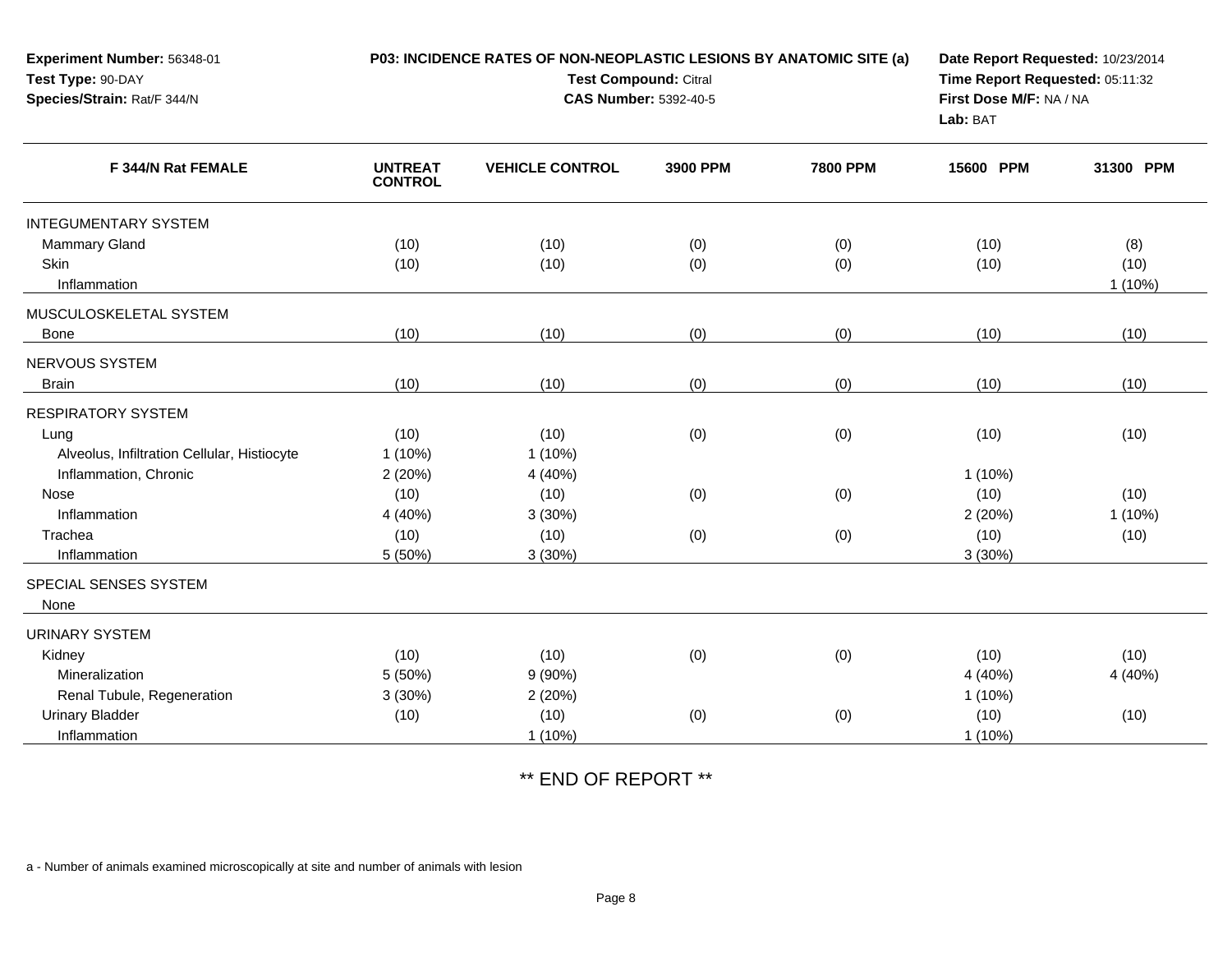**Experiment Number:** 56348-01
**Test Type:** 90-DAY
**Species/Strain:** Rat/F 344/N

**P03: INCIDENCE RATES OF NON-NEOPLASTIC LESIONS BY ANATOMIC SITE (a)**
**Test Compound:** Citral
**CAS Number:** 5392-40-5

**Date Report Requested:** 10/23/2014
**Time Report Requested:** 05:11:32
**First Dose M/F:** NA / NA
**Lab:** BAT

| F 344/N Rat FEMALE | UNTREAT CONTROL | VEHICLE CONTROL | 3900 PPM | 7800 PPM | 15600 PPM | 31300 PPM |
|---|---|---|---|---|---|---|
| INTEGUMENTARY SYSTEM | | | | | | |
| Mammary Gland | (10) | (10) | (0) | (0) | (10) | (8) |
| Skin | (10) | (10) | (0) | (0) | (10) | (10) |
| Inflammation | | | | | | 1 (10%) |
| MUSCULOSKELETAL SYSTEM | | | | | | |
| Bone | (10) | (10) | (0) | (0) | (10) | (10) |
| NERVOUS SYSTEM | | | | | | |
| Brain | (10) | (10) | (0) | (0) | (10) | (10) |
| RESPIRATORY SYSTEM | | | | | | |
| Lung | (10) | (10) | (0) | (0) | (10) | (10) |
| Alveolus, Infiltration Cellular, Histiocyte | 1 (10%) | 1 (10%) | | | | |
| Inflammation, Chronic | 2 (20%) | 4 (40%) | | | 1 (10%) | |
| Nose | (10) | (10) | (0) | (0) | (10) | (10) |
| Inflammation | 4 (40%) | 3 (30%) | | | 2 (20%) | 1 (10%) |
| Trachea | (10) | (10) | (0) | (0) | (10) | (10) |
| Inflammation | 5 (50%) | 3 (30%) | | | 3 (30%) | |
| SPECIAL SENSES SYSTEM | | | | | | |
| None | | | | | | |
| URINARY SYSTEM | | | | | | |
| Kidney | (10) | (10) | (0) | (0) | (10) | (10) |
| Mineralization | 5 (50%) | 9 (90%) | | | 4 (40%) | 4 (40%) |
| Renal Tubule, Regeneration | 3 (30%) | 2 (20%) | | | 1 (10%) | |
| Urinary Bladder | (10) | (10) | (0) | (0) | (10) | (10) |
| Inflammation | | 1 (10%) | | | 1 (10%) | |

** END OF REPORT **

a - Number of animals examined microscopically at site and number of animals with lesion